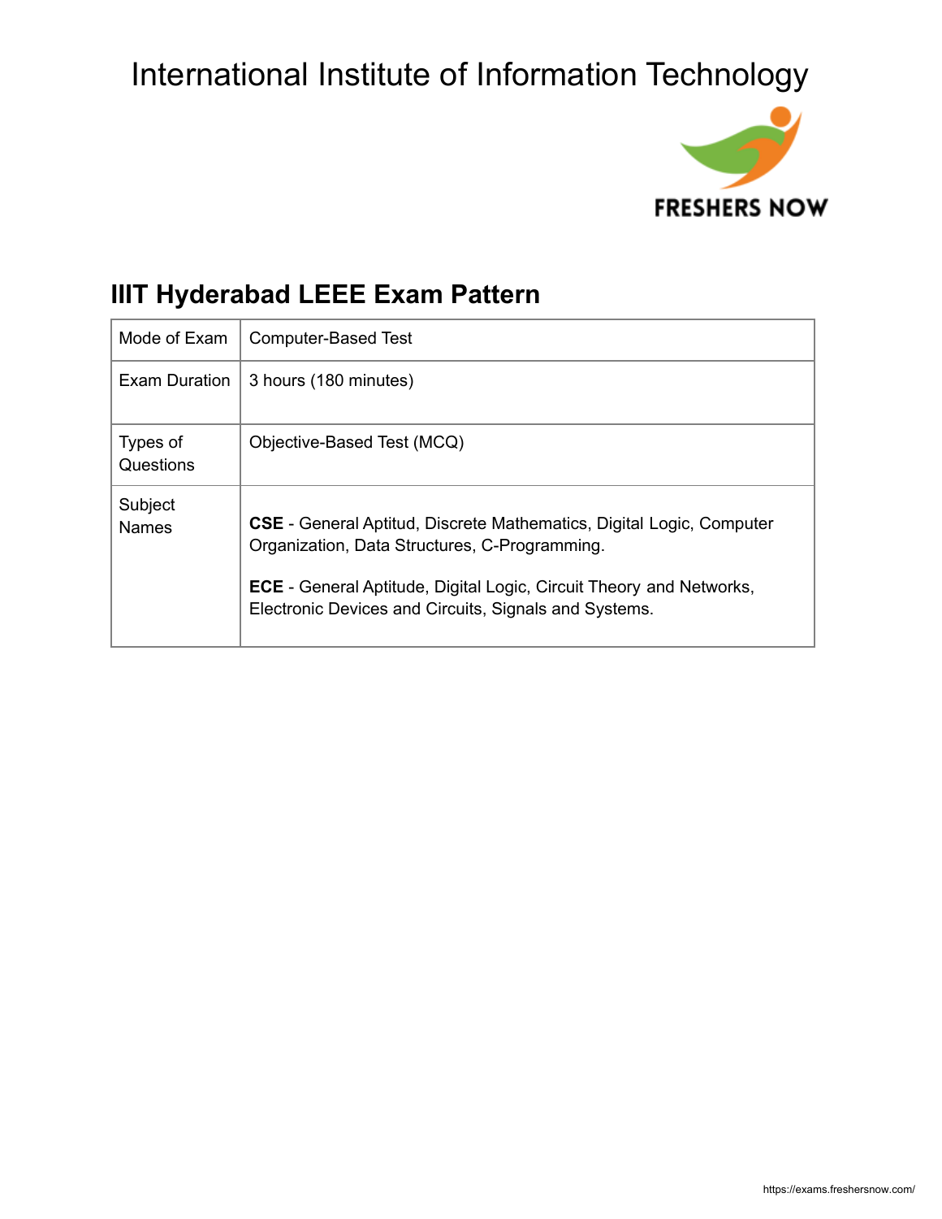# International Institute of Information Technology

## IIIT Hyderabad LEEE Exam Pattern

| | |
|---|---|
| Mode of Exam | Computer-Based Test |
| Exam Duration | 3 hours (180 minutes) |
| Types of Questions | Objective-Based Test (MCQ) |
| Subject Names | **CSE** - General Aptitud, Discrete Mathematics, Digital Logic, Computer Organization, Data Structures, C-Programming.<br><br>**ECE** - General Aptitude, Digital Logic, Circuit Theory and Networks, Electronic Devices and Circuits, Signals and Systems. |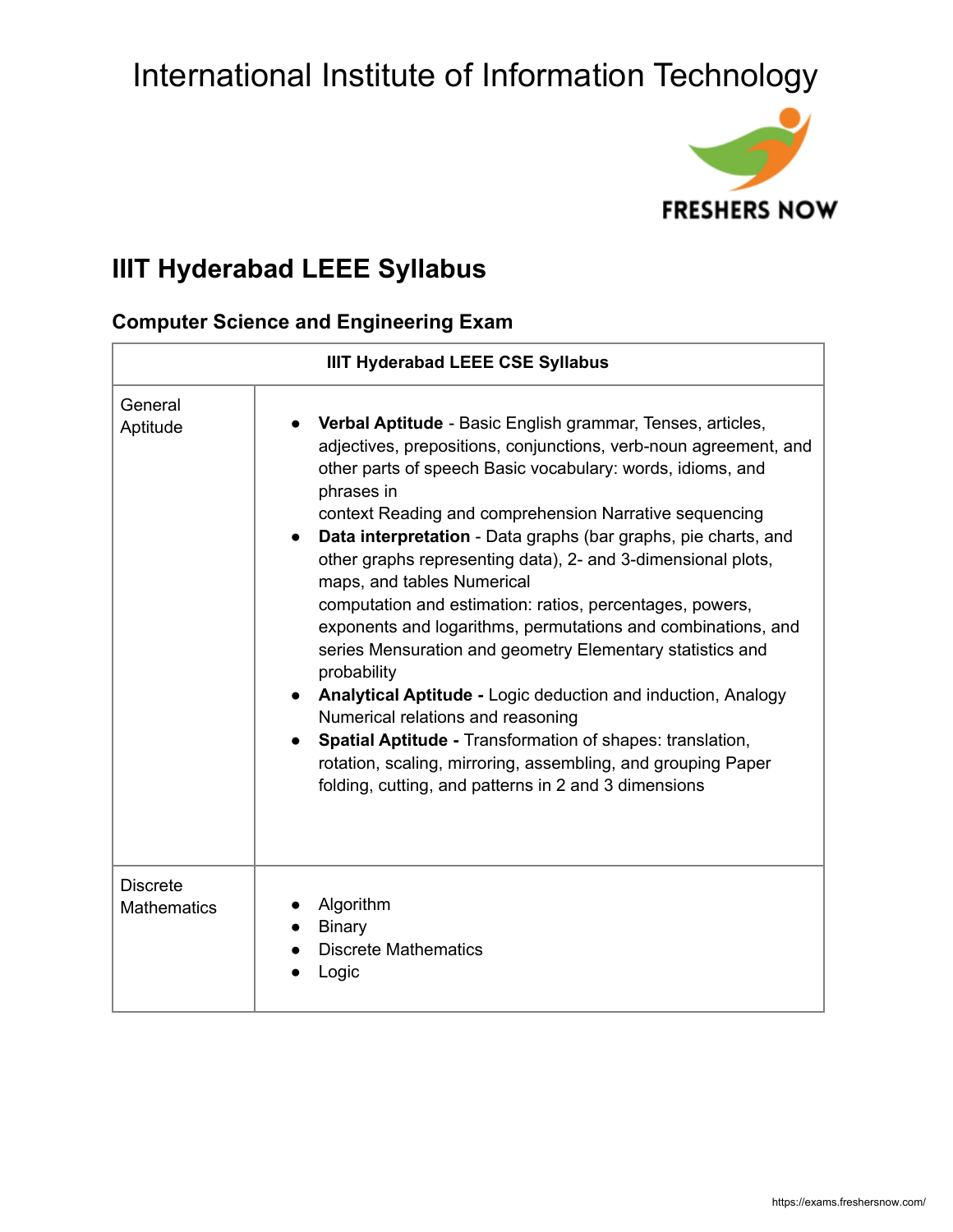# International Institute of Information Technology

## IIIT Hyderabad LEEE Syllabus

### Computer Science and Engineering Exam

| IIIT Hyderabad LEEE CSE Syllabus | |
|---|---|
| General Aptitude | • **Verbal Aptitude** - Basic English grammar, Tenses, articles, adjectives, prepositions, conjunctions, verb-noun agreement, and other parts of speech Basic vocabulary: words, idioms, and phrases in context Reading and comprehension Narrative sequencing<br>• **Data interpretation** - Data graphs (bar graphs, pie charts, and other graphs representing data), 2- and 3-dimensional plots, maps, and tables Numerical computation and estimation: ratios, percentages, powers, exponents and logarithms, permutations and combinations, and series Mensuration and geometry Elementary statistics and probability<br>• **Analytical Aptitude -** Logic deduction and induction, Analogy Numerical relations and reasoning<br>• **Spatial Aptitude -** Transformation of shapes: translation, rotation, scaling, mirroring, assembling, and grouping Paper folding, cutting, and patterns in 2 and 3 dimensions |
| Discrete Mathematics | • Algorithm<br>• Binary<br>• Discrete Mathematics<br>• Logic |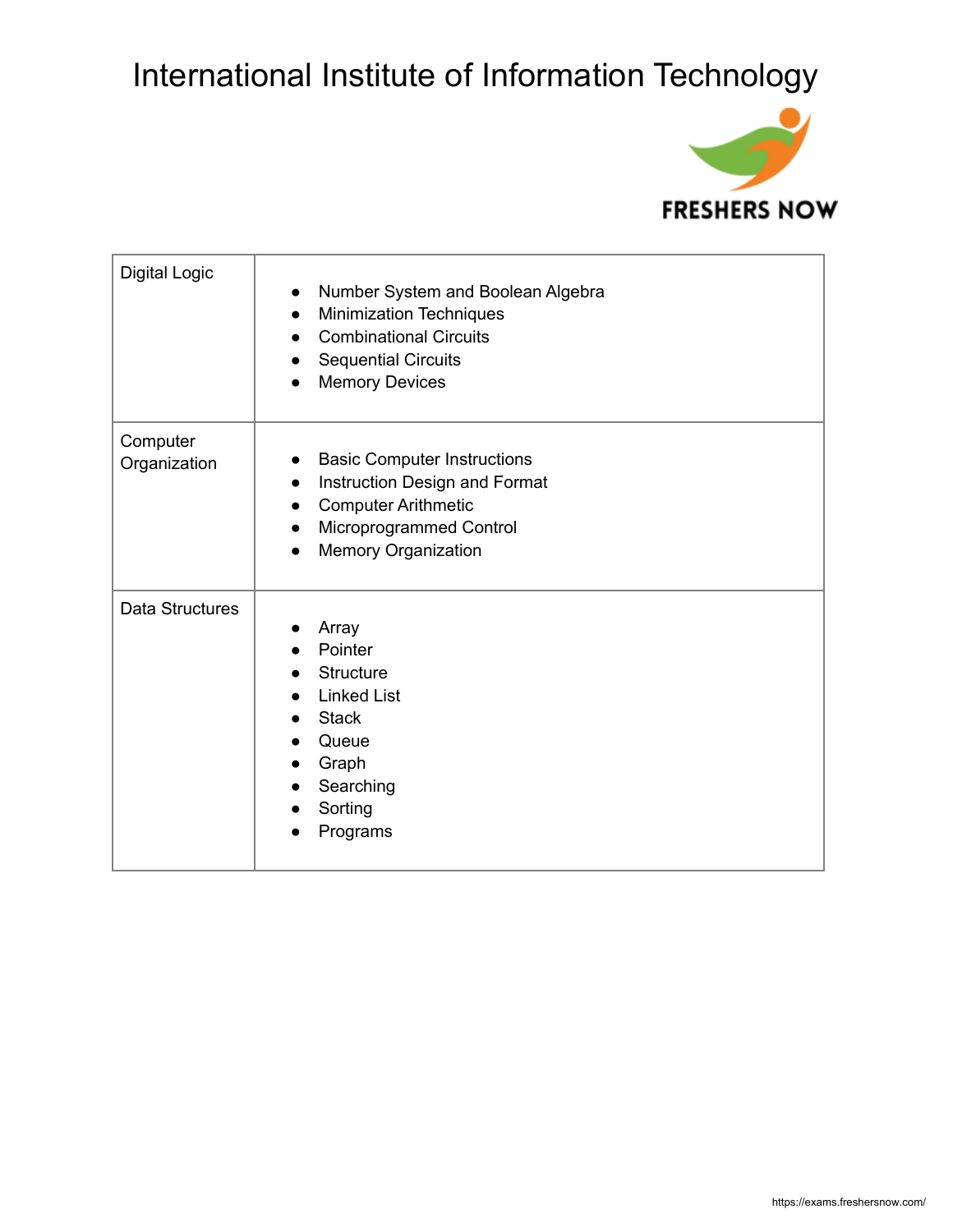# International Institute of Information Technology

| Digital Logic | <ul><li>Number System and Boolean Algebra</li><li>Minimization Techniques</li><li>Combinational Circuits</li><li>Sequential Circuits</li><li>Memory Devices</li></ul> |
|---|---|
| Computer Organization | <ul><li>Basic Computer Instructions</li><li>Instruction Design and Format</li><li>Computer Arithmetic</li><li>Microprogrammed Control</li><li>Memory Organization</li></ul> |
| Data Structures | <ul><li>Array</li><li>Pointer</li><li>Structure</li><li>Linked List</li><li>Stack</li><li>Queue</li><li>Graph</li><li>Searching</li><li>Sorting</li><li>Programs</li></ul> |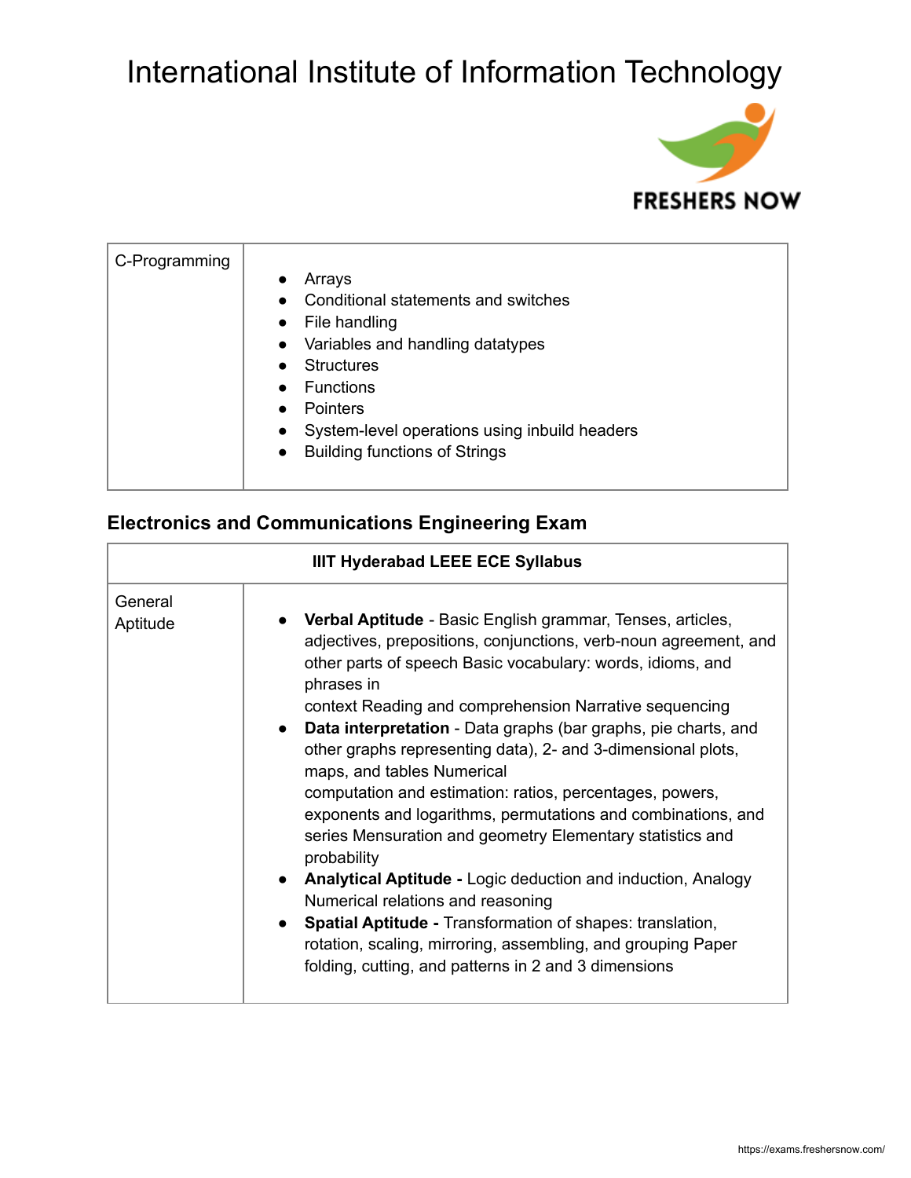# International Institute of Information Technology

| C-Programming | <ul><li>Arrays</li><li>Conditional statements and switches</li><li>File handling</li><li>Variables and handling datatypes</li><li>Structures</li><li>Functions</li><li>Pointers</li><li>System-level operations using inbuild headers</li><li>Building functions of Strings</li></ul> |
|---|---|

### Electronics and Communications Engineering Exam

| IIIT Hyderabad LEEE ECE Syllabus | |
|---|---|
| General Aptitude | <ul><li>**Verbal Aptitude** - Basic English grammar, Tenses, articles, adjectives, prepositions, conjunctions, verb-noun agreement, and other parts of speech Basic vocabulary: words, idioms, and phrases in context Reading and comprehension Narrative sequencing</li><li>**Data interpretation** - Data graphs (bar graphs, pie charts, and other graphs representing data), 2- and 3-dimensional plots, maps, and tables Numerical computation and estimation: ratios, percentages, powers, exponents and logarithms, permutations and combinations, and series Mensuration and geometry Elementary statistics and probability</li><li>**Analytical Aptitude -** Logic deduction and induction, Analogy Numerical relations and reasoning</li><li>**Spatial Aptitude -** Transformation of shapes: translation, rotation, scaling, mirroring, assembling, and grouping Paper folding, cutting, and patterns in 2 and 3 dimensions</li></ul> |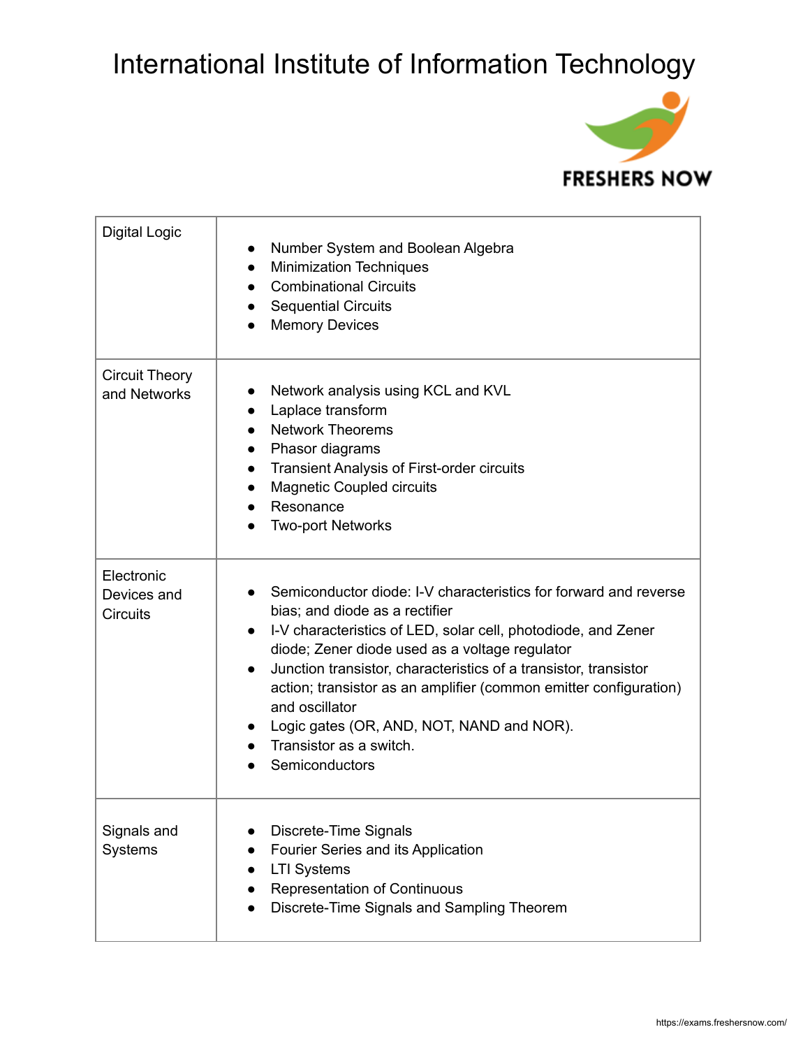# International Institute of Information Technology

| | |
|---|---|
| Digital Logic | • Number System and Boolean Algebra<br>• Minimization Techniques<br>• Combinational Circuits<br>• Sequential Circuits<br>• Memory Devices |
| Circuit Theory and Networks | • Network analysis using KCL and KVL<br>• Laplace transform<br>• Network Theorems<br>• Phasor diagrams<br>• Transient Analysis of First-order circuits<br>• Magnetic Coupled circuits<br>• Resonance<br>• Two-port Networks |
| Electronic Devices and Circuits | • Semiconductor diode: I-V characteristics for forward and reverse bias; and diode as a rectifier<br>• I-V characteristics of LED, solar cell, photodiode, and Zener diode; Zener diode used as a voltage regulator<br>• Junction transistor, characteristics of a transistor, transistor action; transistor as an amplifier (common emitter configuration) and oscillator<br>• Logic gates (OR, AND, NOT, NAND and NOR).<br>• Transistor as a switch.<br>• Semiconductors |
| Signals and Systems | • Discrete-Time Signals<br>• Fourier Series and its Application<br>• LTI Systems<br>• Representation of Continuous<br>• Discrete-Time Signals and Sampling Theorem |